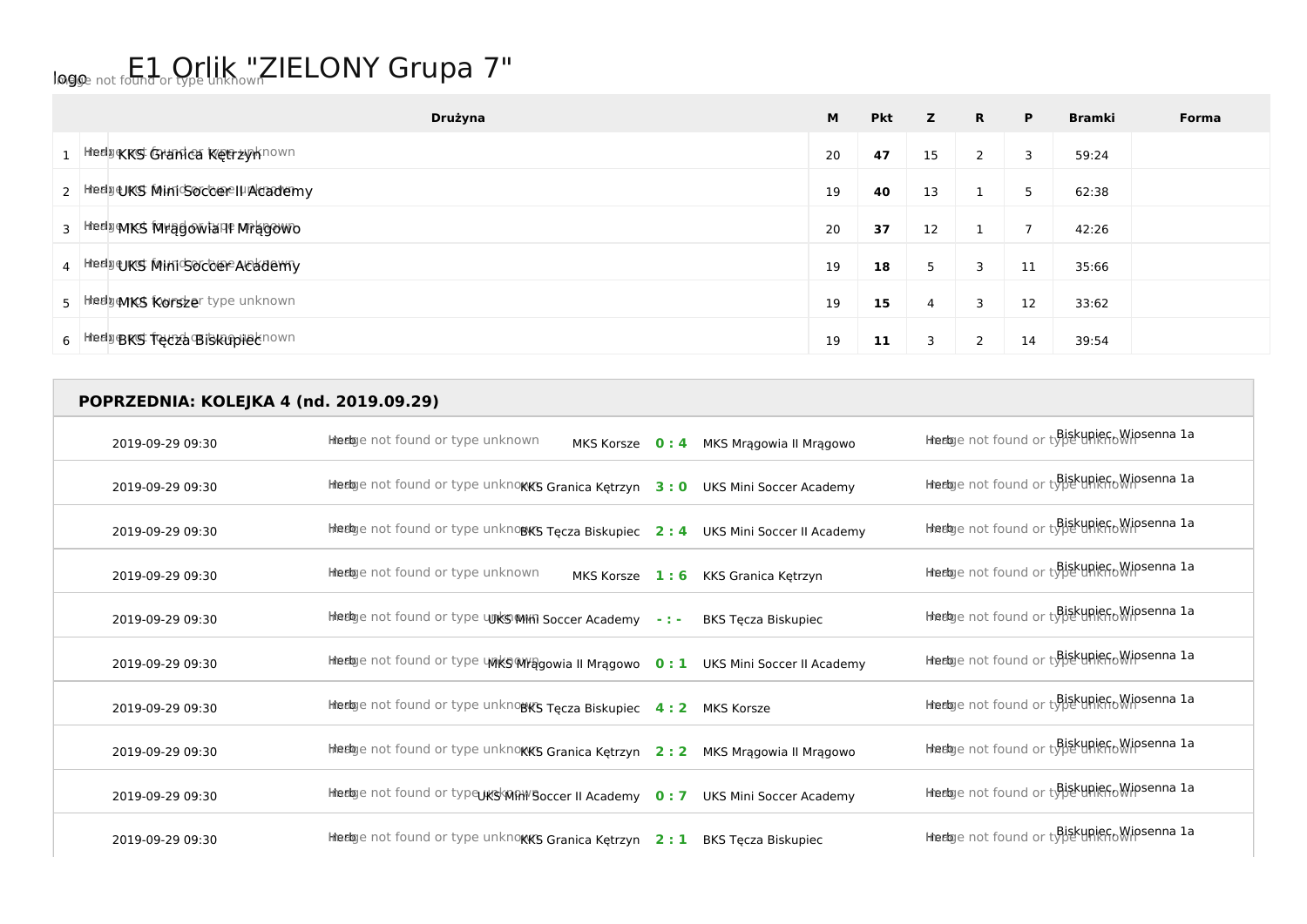# E1 Orlik "ZIELONY Grupa 7"

| | Drużyna | M | Pkt | Z | R | P | Bramki | Forma |
|---|---|---|---|---|---|---|---|---|
| 1 | KKS Granica Kętrzyn | 20 | **47** | 15 | 2 | 3 | 59:24 | |
| 2 | UKS Mini Soccer II Academy | 19 | **40** | 13 | 1 | 5 | 62:38 | |
| 3 | MKS Mrągowia II Mrągowo | 20 | **37** | 12 | 1 | 7 | 42:26 | |
| 4 | UKS Mini Soccer Academy | 19 | **18** | 5 | 3 | 11 | 35:66 | |
| 5 | MKS Korsze | 19 | **15** | 4 | 3 | 12 | 33:62 | |
| 6 | BKS Tęcza Biskupiec | 19 | **11** | 3 | 2 | 14 | 39:54 | |

## POPRZEDNIA: KOLEJKA 4 (nd. 2019.09.29)

| Data | Gospodarz | Wynik | Gość | Miejsce |
|---|---|---|---|---|
| 2019-09-29 09:30 | MKS Korsze | **0 : 4** | MKS Mrągowia II Mrągowo | Biskupiec, Wiosenna 1a |
| 2019-09-29 09:30 | KKS Granica Kętrzyn | **3 : 0** | UKS Mini Soccer Academy | Biskupiec, Wiosenna 1a |
| 2019-09-29 09:30 | BKS Tęcza Biskupiec | **2 : 4** | UKS Mini Soccer II Academy | Biskupiec, Wiosenna 1a |
| 2019-09-29 09:30 | MKS Korsze | **1 : 6** | KKS Granica Kętrzyn | Biskupiec, Wiosenna 1a |
| 2019-09-29 09:30 | UKS Mini Soccer Academy | **- : -** | BKS Tęcza Biskupiec | Biskupiec, Wiosenna 1a |
| 2019-09-29 09:30 | MKS Mrągowia II Mrągowo | **0 : 1** | UKS Mini Soccer II Academy | Biskupiec, Wiosenna 1a |
| 2019-09-29 09:30 | BKS Tęcza Biskupiec | **4 : 2** | MKS Korsze | Biskupiec, Wiosenna 1a |
| 2019-09-29 09:30 | KKS Granica Kętrzyn | **2 : 2** | MKS Mrągowia II Mrągowo | Biskupiec, Wiosenna 1a |
| 2019-09-29 09:30 | UKS Mini Soccer II Academy | **0 : 7** | UKS Mini Soccer Academy | Biskupiec, Wiosenna 1a |
| 2019-09-29 09:30 | KKS Granica Kętrzyn | **2 : 1** | BKS Tęcza Biskupiec | Biskupiec, Wiosenna 1a |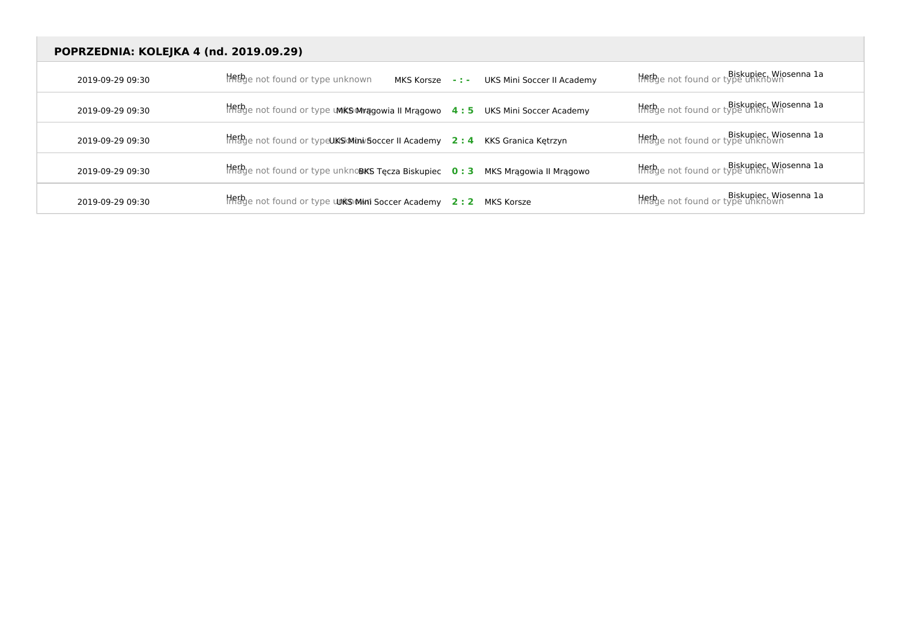**POPRZEDNIA: KOLEJKA 4 (nd. 2019.09.29)**

| | | | | | | |
|---|---|---|---|---|---|---|
| 2019-09-29 09:30 | Herb Image not found or type unknown | MKS Korsze | - : - | UKS Mini Soccer II Academy | Herb Image not found or type unknown | Biskupiec, Wiosenna 1a |
| 2019-09-29 09:30 | Herb Image not found or type unknown | MKS Mrągowia II Mrągowo | 4 : 5 | UKS Mini Soccer Academy | Herb Image not found or type unknown | Biskupiec, Wiosenna 1a |
| 2019-09-29 09:30 | Herb Image not found or type unknown | UKS Mini Soccer II Academy | 2 : 4 | KKS Granica Kętrzyn | Herb Image not found or type unknown | Biskupiec, Wiosenna 1a |
| 2019-09-29 09:30 | Herb Image not found or type unknown | BKS Tęcza Biskupiec | 0 : 3 | MKS Mrągowia II Mrągowo | Herb Image not found or type unknown | Biskupiec, Wiosenna 1a |
| 2019-09-29 09:30 | Herb Image not found or type unknown | UKS Mini Soccer Academy | 2 : 2 | MKS Korsze | Herb Image not found or type unknown | Biskupiec, Wiosenna 1a |